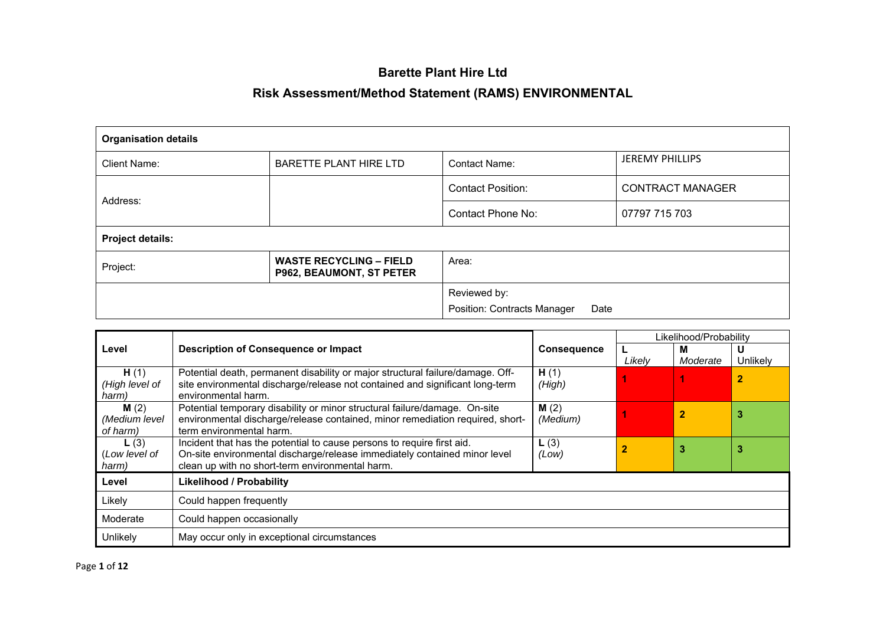# Barette Plant Hire Ltd

## Risk Assessment/Method Statement (RAMS) ENVIRONMENTAL

| **Organisation details** | | | |
|---|---|---|---|
| Client Name: | BARETTE PLANT HIRE LTD | Contact Name: | JEREMY PHILLIPS |
| Address: | | Contact Position: | CONTRACT MANAGER |
| | | Contact Phone No: | 07797 715 703 |
| **Project details:** | | | |
| Project: | **WASTE RECYCLING – FIELD P962, BEAUMONT, ST PETER** | Area: | |
| | | Reviewed by:<br>Position: Contracts Manager Date | |

| **Level** | **Description of Consequence or Impact** | **Consequence** | Likelihood/Probability | | |
|---|---|---|---|---|---|
| | | | **L** *Likely* | **M** *Moderate* | **U** Unlikely |
| **H** (1) *(High level of harm)* | Potential death, permanent disability or major structural failure/damage. Off-site environmental discharge/release not contained and significant long-term environmental harm. | **H** (1) *(High)* | 1 | 1 | 2 |
| **M** (2) *(Medium level of harm)* | Potential temporary disability or minor structural failure/damage. On-site environmental discharge/release contained, minor remediation required, short-term environmental harm. | **M** (2) *(Medium)* | 1 | 2 | 3 |
| **L** (3) (*Low level of harm)* | Incident that has the potential to cause persons to require first aid. On-site environmental discharge/release immediately contained minor level clean up with no short-term environmental harm. | **L** (3) *(Low)* | 2 | 3 | 3 |

| **Level** | **Likelihood / Probability** |
|---|---|
| Likely | Could happen frequently |
| Moderate | Could happen occasionally |
| Unlikely | May occur only in exceptional circumstances |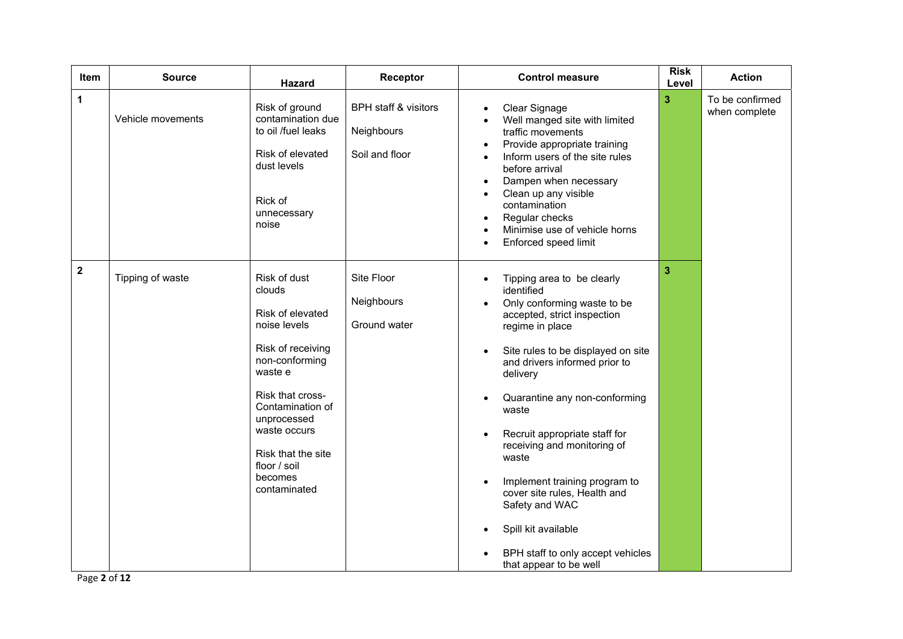| Item | Source | Hazard | Receptor | Control measure | Risk Level | Action |
|---|---|---|---|---|---|---|
| 1 | Vehicle movements | Risk of ground contamination due to oil /fuel leaks<br><br>Risk of elevated dust levels<br><br>Rick of unnecessary noise | BPH staff & visitors<br><br>Neighbours<br><br>Soil and floor | • Clear Signage<br>• Well manged site with limited traffic movements<br>• Provide appropriate training<br>• Inform users of the site rules before arrival<br>• Dampen when necessary<br>• Clean up any visible contamination<br>• Regular checks<br>• Minimise use of vehicle horns<br>• Enforced speed limit | 3 | To be confirmed when complete |
| 2 | Tipping of waste | Risk of dust clouds<br><br>Risk of elevated noise levels<br><br>Risk of receiving non-conforming waste e<br><br>Risk that cross-Contamination of unprocessed waste occurs<br><br>Risk that the site floor / soil becomes contaminated | Site Floor<br><br>Neighbours<br><br>Ground water | • Tipping area to be clearly identified<br>• Only conforming waste to be accepted, strict inspection regime in place<br><br>• Site rules to be displayed on site and drivers informed prior to delivery<br><br>• Quarantine any non-conforming waste<br><br>• Recruit appropriate staff for receiving and monitoring of waste<br><br>• Implement training program to cover site rules, Health and Safety and WAC<br><br>• Spill kit available<br><br>• BPH staff to only accept vehicles that appear to be well | 3 | |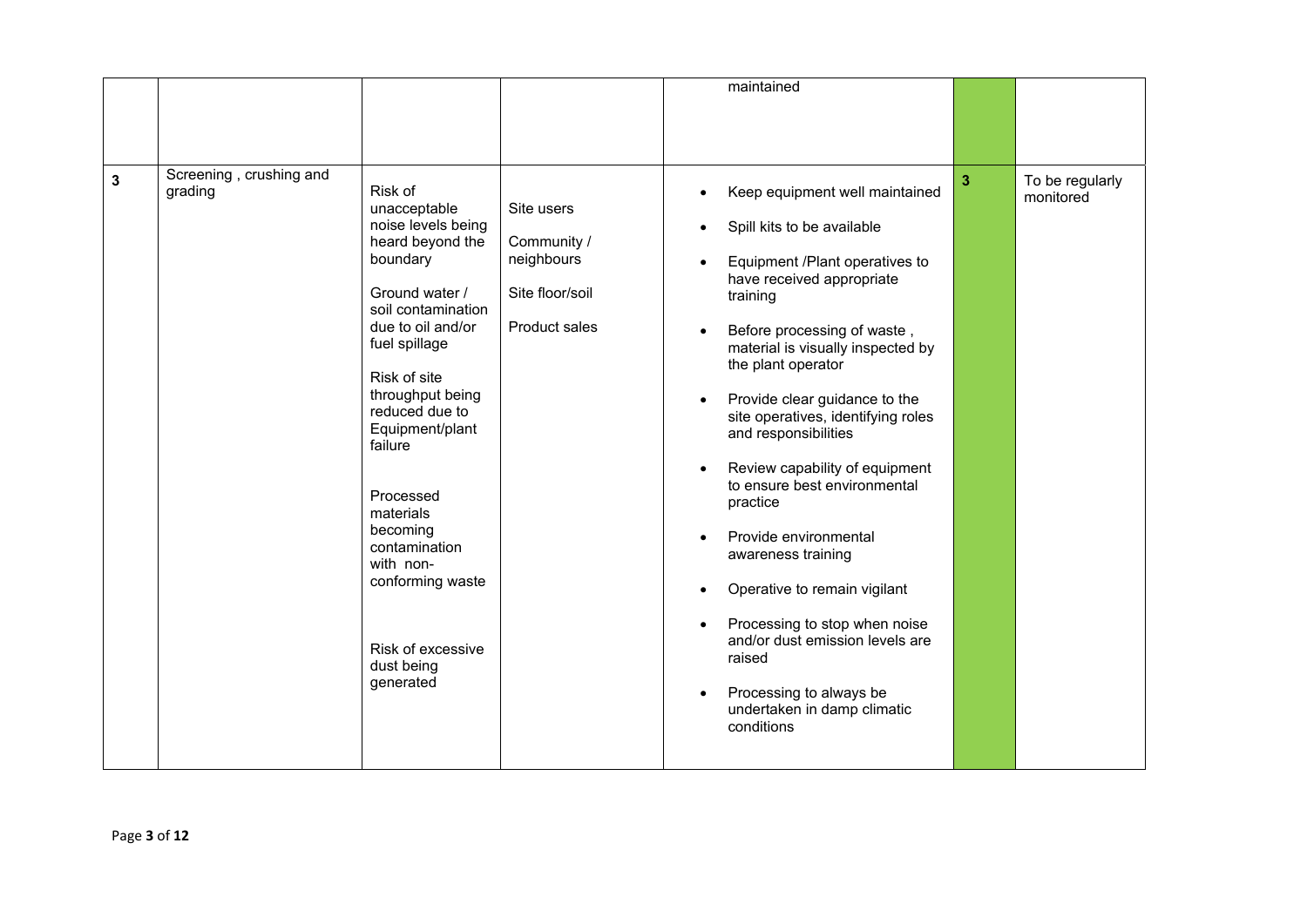| | | | | | | |
|---|---|---|---|---|---|---|
| | | | | maintained | | |
| 3 | Screening , crushing and grading | Risk of unacceptable noise levels being heard beyond the boundary<br><br>Ground water / soil contamination due to oil and/or fuel spillage<br><br>Risk of site throughput being reduced due to Equipment/plant failure<br><br>Processed materials becoming contamination with non-conforming waste<br><br>Risk of excessive dust being generated | Site users<br><br>Community / neighbours<br><br>Site floor/soil<br><br>Product sales | • Keep equipment well maintained<br>• Spill kits to be available<br>• Equipment /Plant operatives to have received appropriate training<br>• Before processing of waste , material is visually inspected by the plant operator<br>• Provide clear guidance to the site operatives, identifying roles and responsibilities<br>• Review capability of equipment to ensure best environmental practice<br>• Provide environmental awareness training<br>• Operative to remain vigilant<br>• Processing to stop when noise and/or dust emission levels are raised<br>• Processing to always be undertaken in damp climatic conditions | 3 | To be regularly monitored |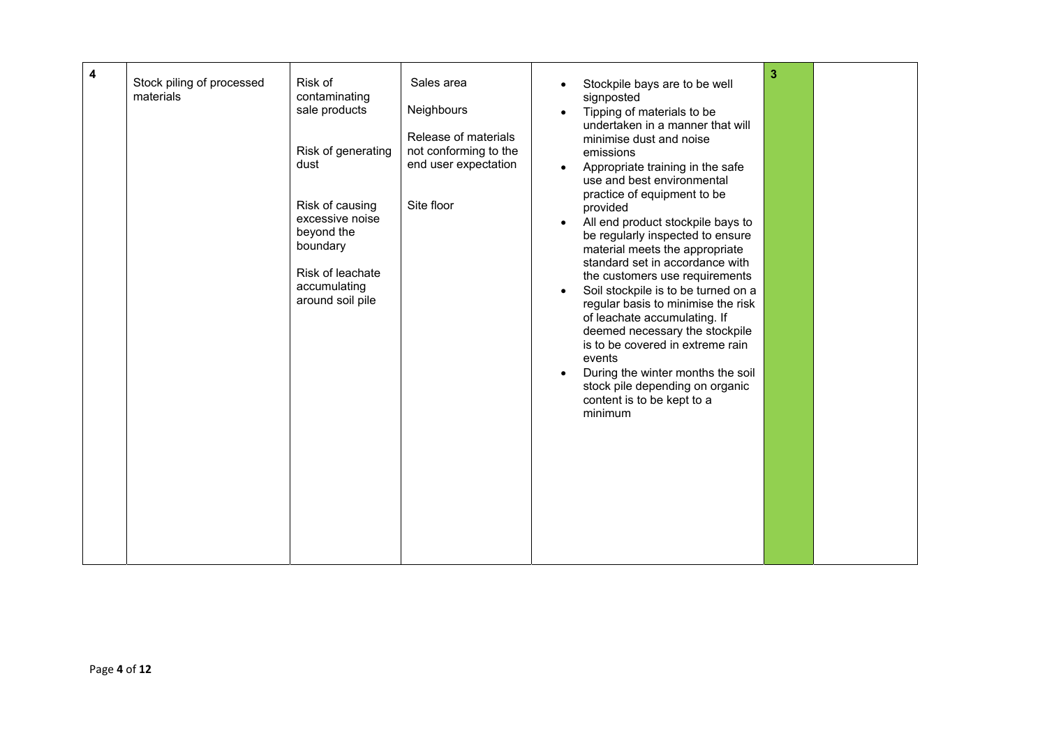| 4 | Stock piling of processed materials | Risk of contaminating sale products<br><br>Risk of generating dust<br><br>Risk of causing excessive noise beyond the boundary<br><br>Risk of leachate accumulating around soil pile | Sales area<br><br>Neighbours<br><br>Release of materials not conforming to the end user expectation<br><br>Site floor | • Stockpile bays are to be well signposted<br>• Tipping of materials to be undertaken in a manner that will minimise dust and noise emissions<br>• Appropriate training in the safe use and best environmental practice of equipment to be provided<br>• All end product stockpile bays to be regularly inspected to ensure material meets the appropriate standard set in accordance with the customers use requirements<br>• Soil stockpile is to be turned on a regular basis to minimise the risk of leachate accumulating. If deemed necessary the stockpile is to be covered in extreme rain events<br>• During the winter months the soil stock pile depending on organic content is to be kept to a minimum | 3 | |
|---|---|---|---|---|---|---|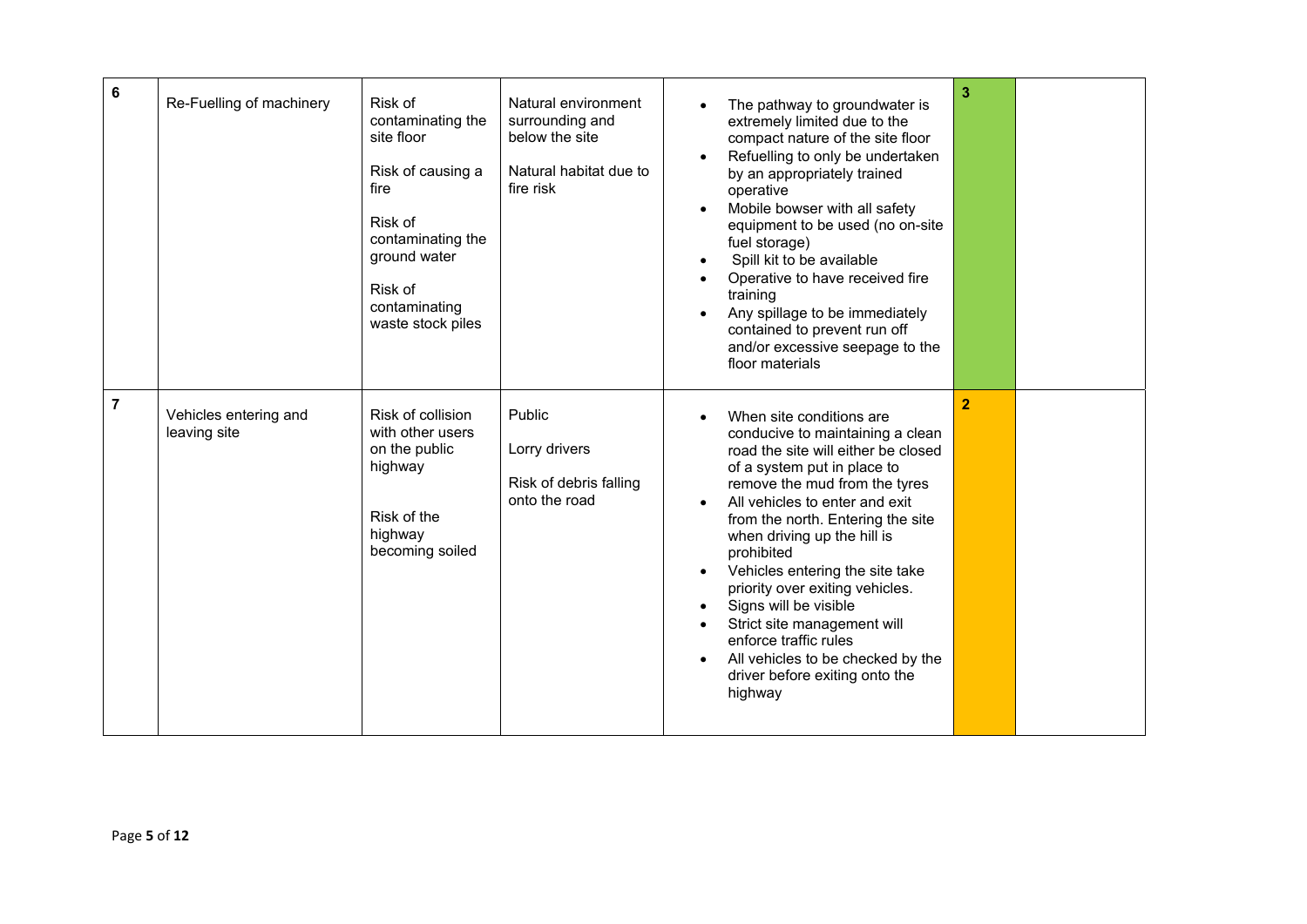| | | | | | | |
|---|---|---|---|---|---|---|
| **6** | Re-Fuelling of machinery | Risk of contaminating the site floor<br><br>Risk of causing a fire<br><br>Risk of contaminating the ground water<br><br>Risk of contaminating waste stock piles | Natural environment surrounding and below the site<br><br>Natural habitat due to fire risk | • The pathway to groundwater is extremely limited due to the compact nature of the site floor<br>• Refuelling to only be undertaken by an appropriately trained operative<br>• Mobile bowser with all safety equipment to be used (no on-site fuel storage)<br>• Spill kit to be available<br>• Operative to have received fire training<br>• Any spillage to be immediately contained to prevent run off and/or excessive seepage to the floor materials | **3** | |
| **7** | Vehicles entering and leaving site | Risk of collision with other users on the public highway<br><br>Risk of the highway becoming soiled | Public<br><br>Lorry drivers<br><br>Risk of debris falling onto the road | • When site conditions are conducive to maintaining a clean road the site will either be closed of a system put in place to remove the mud from the tyres<br>• All vehicles to enter and exit from the north. Entering the site when driving up the hill is prohibited<br>• Vehicles entering the site take priority over exiting vehicles.<br>• Signs will be visible<br>• Strict site management will enforce traffic rules<br>• All vehicles to be checked by the driver before exiting onto the highway | **2** | |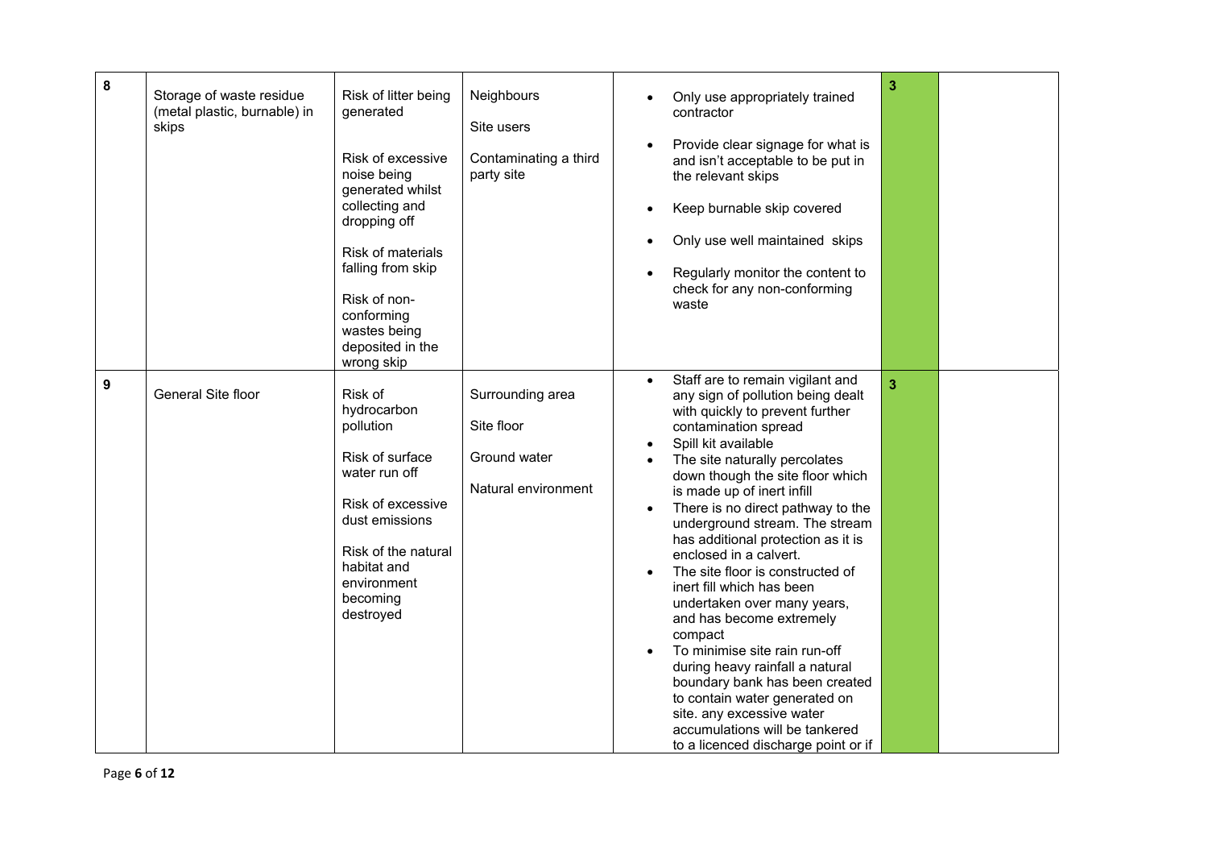| 8 | Storage of waste residue (metal plastic, burnable) in skips | Risk of litter being generated<br><br>Risk of excessive noise being generated whilst collecting and dropping off<br><br>Risk of materials falling from skip<br><br>Risk of non-conforming wastes being deposited in the wrong skip | Neighbours<br><br>Site users<br><br>Contaminating a third party site | • Only use appropriately trained contractor<br>• Provide clear signage for what is and isn't acceptable to be put in the relevant skips<br>• Keep burnable skip covered<br>• Only use well maintained skips<br>• Regularly monitor the content to check for any non-conforming waste | 3 | |
|---|---|---|---|---|---|---|
| 9 | General Site floor | Risk of hydrocarbon pollution<br><br>Risk of surface water run off<br><br>Risk of excessive dust emissions<br><br>Risk of the natural habitat and environment becoming destroyed | Surrounding area<br><br>Site floor<br><br>Ground water<br><br>Natural environment | • Staff are to remain vigilant and any sign of pollution being dealt with quickly to prevent further contamination spread<br>• Spill kit available<br>• The site naturally percolates down though the site floor which is made up of inert infill<br>• There is no direct pathway to the underground stream. The stream has additional protection as it is enclosed in a calvert.<br>• The site floor is constructed of inert fill which has been undertaken over many years, and has become extremely compact<br>• To minimise site rain run-off during heavy rainfall a natural boundary bank has been created to contain water generated on site. any excessive water accumulations will be tankered to a licenced discharge point or if | 3 | |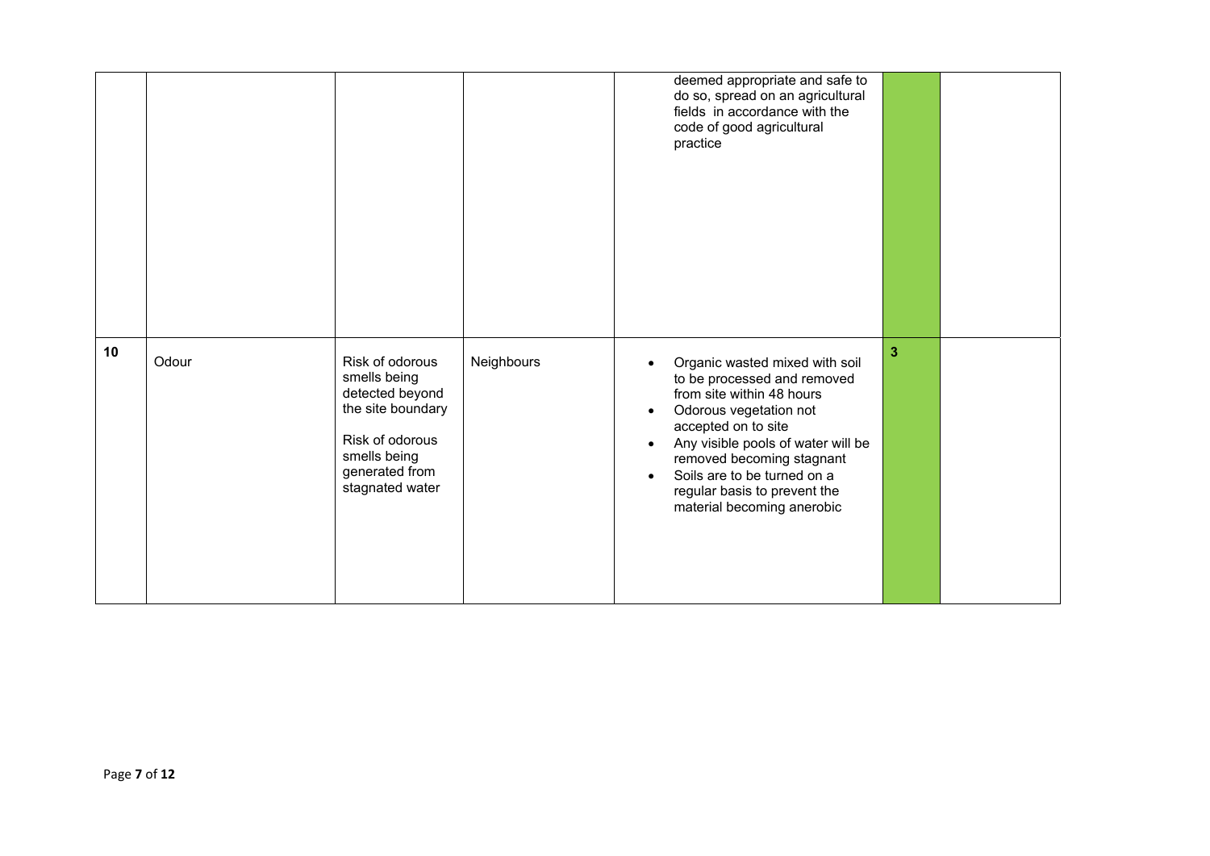| | | | | | | |
|---|---|---|---|---|---|---|
| | | | | deemed appropriate and safe to do so, spread on an agricultural fields in accordance with the code of good agricultural practice | | |
| **10** | Odour | Risk of odorous smells being detected beyond the site boundary<br><br>Risk of odorous smells being generated from stagnated water | Neighbours | • Organic wasted mixed with soil to be processed and removed from site within 48 hours<br>• Odorous vegetation not accepted on to site<br>• Any visible pools of water will be removed becoming stagnant<br>• Soils are to be turned on a regular basis to prevent the material becoming anerobic | **3** | |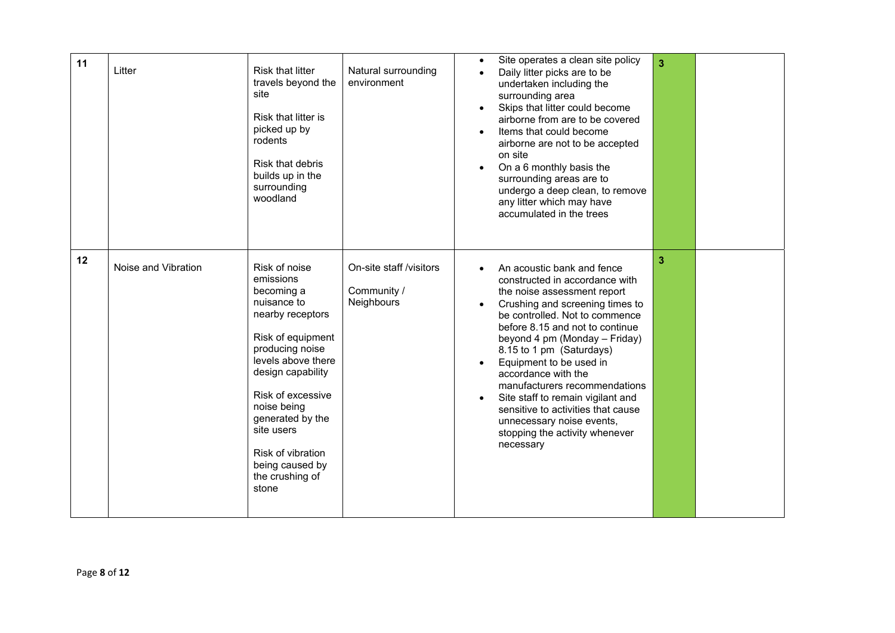| | | | | | | |
|---|---|---|---|---|---|---|
| 11 | Litter | Risk that litter travels beyond the site<br><br>Risk that litter is picked up by rodents<br><br>Risk that debris builds up in the surrounding woodland | Natural surrounding environment | • Site operates a clean site policy<br>• Daily litter picks are to be undertaken including the surrounding area<br>• Skips that litter could become airborne from are to be covered<br>• Items that could become airborne are not to be accepted on site<br>• On a 6 monthly basis the surrounding areas are to undergo a deep clean, to remove any litter which may have accumulated in the trees | 3 | |
| 12 | Noise and Vibration | Risk of noise emissions becoming a nuisance to nearby receptors<br><br>Risk of equipment producing noise levels above there design capability<br><br>Risk of excessive noise being generated by the site users<br><br>Risk of vibration being caused by the crushing of stone | On-site staff /visitors<br><br>Community / Neighbours | • An acoustic bank and fence constructed in accordance with the noise assessment report<br>• Crushing and screening times to be controlled. Not to commence before 8.15 and not to continue beyond 4 pm (Monday – Friday) 8.15 to 1 pm (Saturdays)<br>• Equipment to be used in accordance with the manufacturers recommendations<br>• Site staff to remain vigilant and sensitive to activities that cause unnecessary noise events, stopping the activity whenever necessary | 3 | |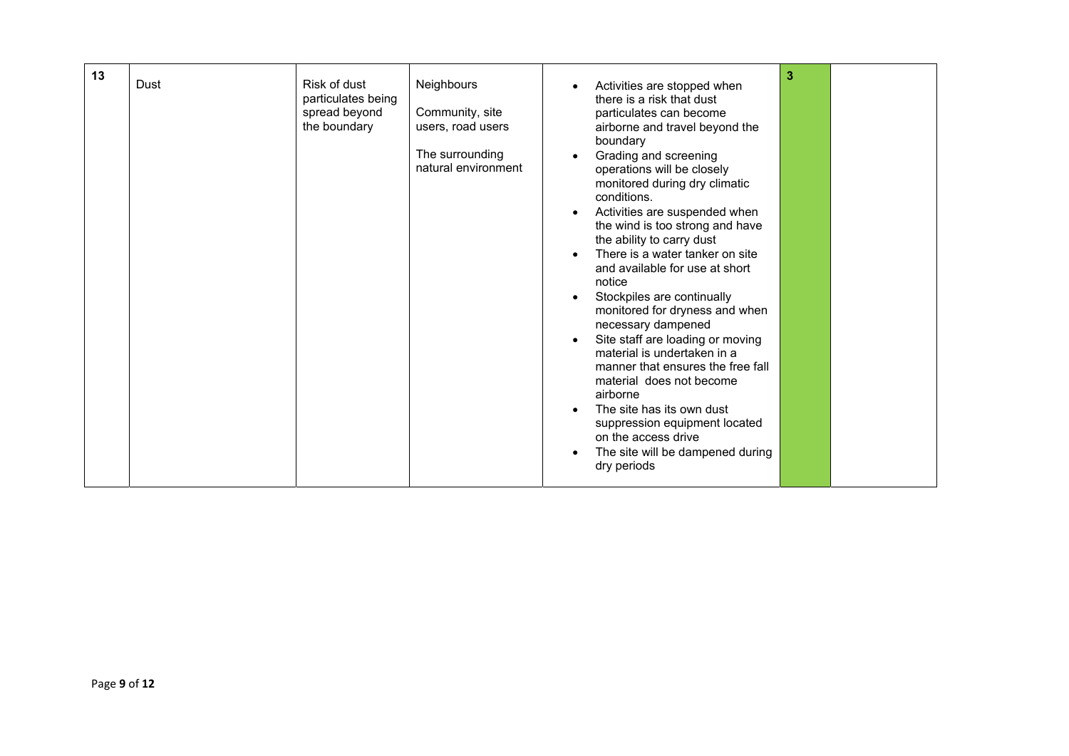| 13 | Dust | Risk of dust particulates being spread beyond the boundary | Neighbours<br><br>Community, site users, road users<br><br>The surrounding natural environment | • Activities are stopped when there is a risk that dust particulates can become airborne and travel beyond the boundary<br>• Grading and screening operations will be closely monitored during dry climatic conditions.<br>• Activities are suspended when the wind is too strong and have the ability to carry dust<br>• There is a water tanker on site and available for use at short notice<br>• Stockpiles are continually monitored for dryness and when necessary dampened<br>• Site staff are loading or moving material is undertaken in a manner that ensures the free fall material does not become airborne<br>• The site has its own dust suppression equipment located on the access drive<br>• The site will be dampened during dry periods | 3 | |
|---|---|---|---|---|---|---|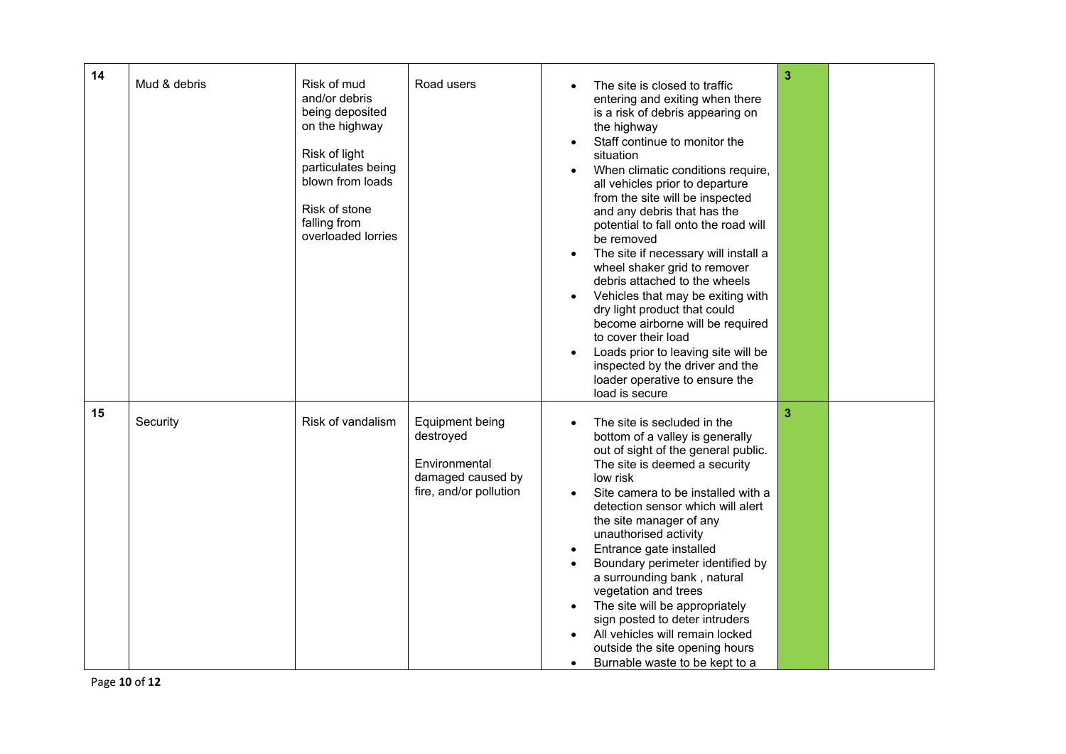| 14 | Mud & debris | Risk of mud and/or debris being deposited on the highway<br><br>Risk of light particulates being blown from loads<br><br>Risk of stone falling from overloaded lorries | Road users | • The site is closed to traffic entering and exiting when there is a risk of debris appearing on the highway<br>• Staff continue to monitor the situation<br>• When climatic conditions require, all vehicles prior to departure from the site will be inspected and any debris that has the potential to fall onto the road will be removed<br>• The site if necessary will install a wheel shaker grid to remover debris attached to the wheels<br>• Vehicles that may be exiting with dry light product that could become airborne will be required to cover their load<br>• Loads prior to leaving site will be inspected by the driver and the loader operative to ensure the load is secure | 3 | |
|---|---|---|---|---|---|---|
| 15 | Security | Risk of vandalism | Equipment being destroyed<br><br>Environmental damaged caused by fire, and/or pollution | • The site is secluded in the bottom of a valley is generally out of sight of the general public. The site is deemed a security low risk<br>• Site camera to be installed with a detection sensor which will alert the site manager of any unauthorised activity<br>• Entrance gate installed<br>• Boundary perimeter identified by a surrounding bank , natural vegetation and trees<br>• The site will be appropriately sign posted to deter intruders<br>• All vehicles will remain locked outside the site opening hours<br>• Burnable waste to be kept to a | 3 | |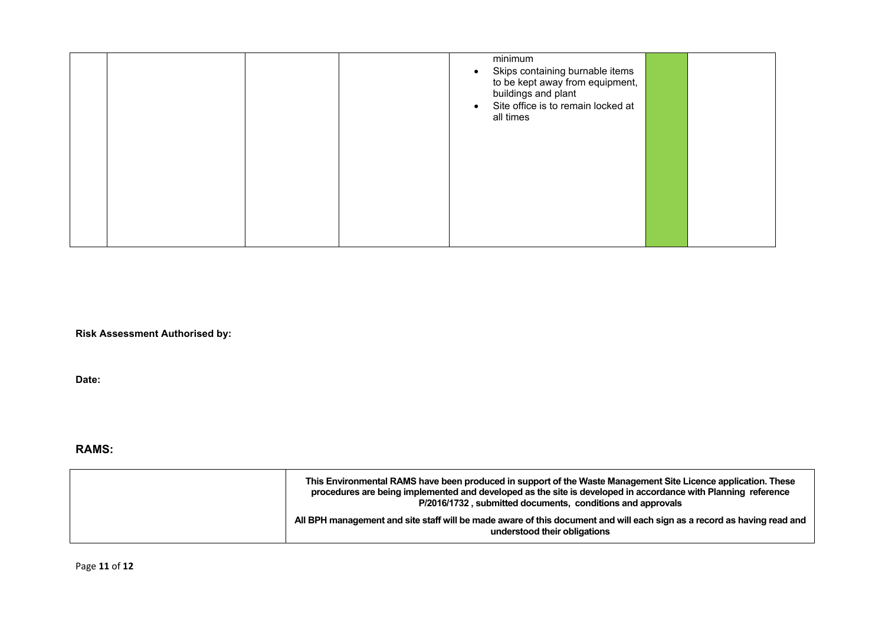| | | | | | | |
|---|---|---|---|---|---|---|
| | | | | minimum<br>• Skips containing burnable items to be kept away from equipment, buildings and plant<br>• Site office is to remain locked at all times | | |

**Risk Assessment Authorised by:**

**Date:**

## RAMS:

| | |
|---|---|
| | **This Environmental RAMS have been produced in support of the Waste Management Site Licence application. These procedures are being implemented and developed as the site is developed in accordance with Planning reference P/2016/1732 , submitted documents, conditions and approvals**<br><br>**All BPH management and site staff will be made aware of this document and will each sign as a record as having read and understood their obligations** |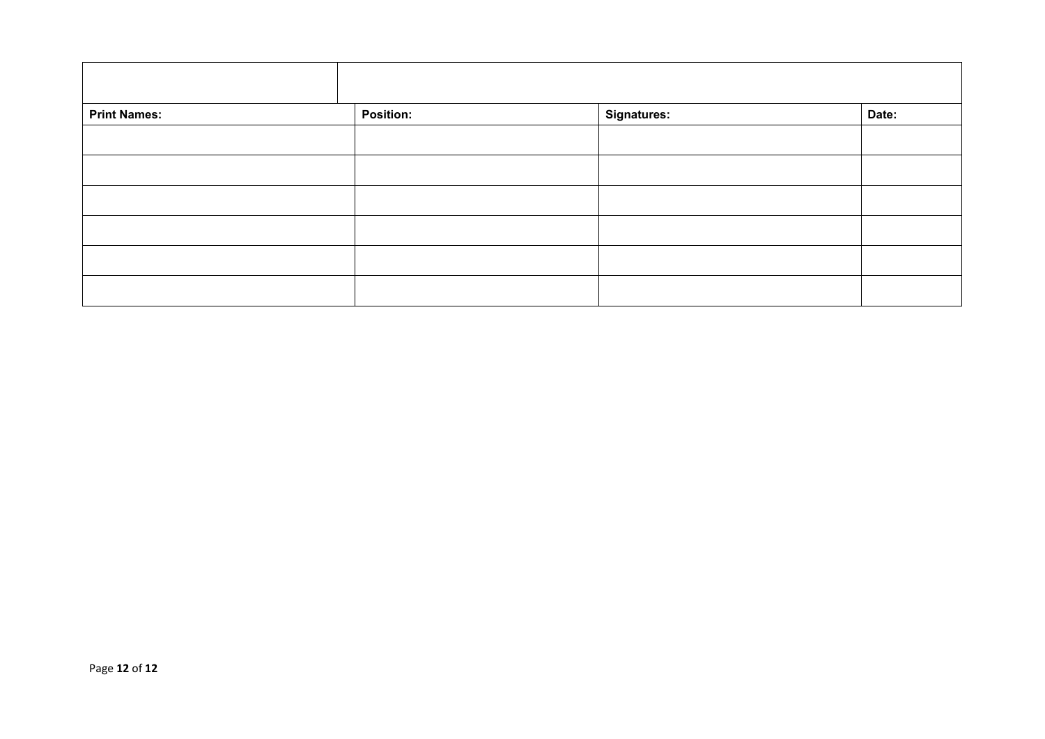| | | | |
|---|---|---|---|
| | | | |
| **Print Names:** | **Position:** | **Signatures:** | **Date:** |
| | | | |
| | | | |
| | | | |
| | | | |
| | | | |
| | | | |